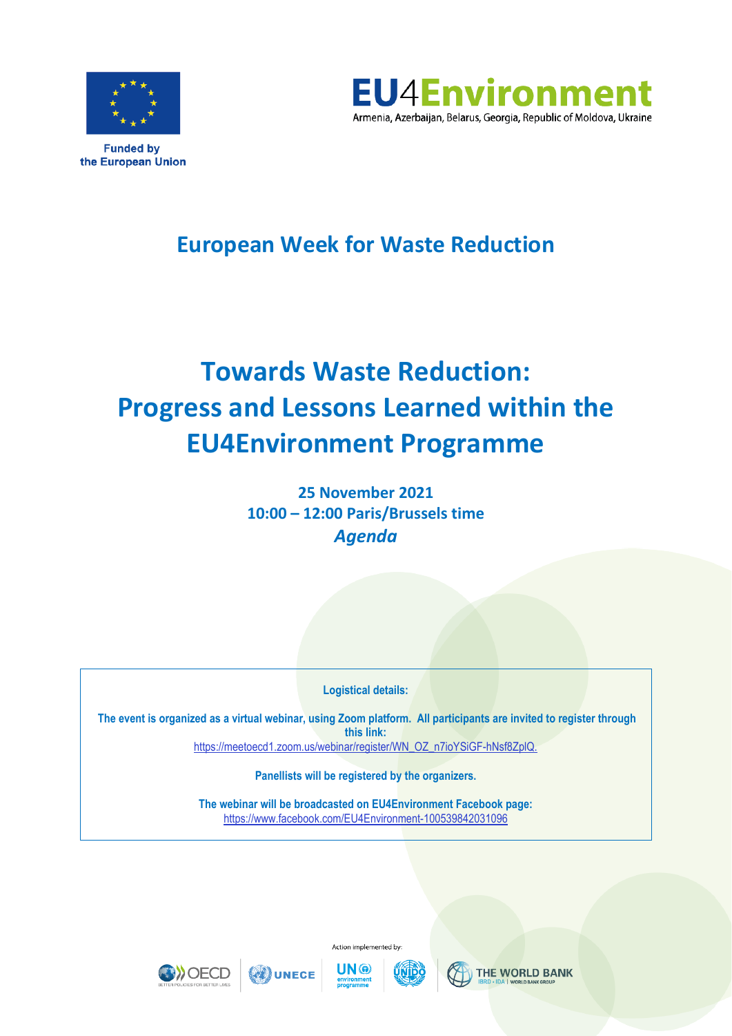Funded by the European Union

**EU4Environment**
Armenia, Azerbaijan, Belarus, Georgia, Republic of Moldova, Ukraine

## European Week for Waste Reduction

# Towards Waste Reduction: Progress and Lessons Learned within the EU4Environment Programme

**25 November 2021**
**10:00 – 12:00 Paris/Brussels time**
***Agenda***

---

**Logistical details:**

**The event is organized as a virtual webinar, using Zoom platform. All participants are invited to register through this link:**
https://meetoecd1.zoom.us/webinar/register/WN_OZ_n7ioYSiGF-hNsf8ZplQ.

**Panellists will be registered by the organizers.**

**The webinar will be broadcasted on EU4Environment Facebook page:**
https://www.facebook.com/EU4Environment-100539842031096

---

Action implemented by:

OECD | UNECE | UN environment programme | UNIDO | THE WORLD BANK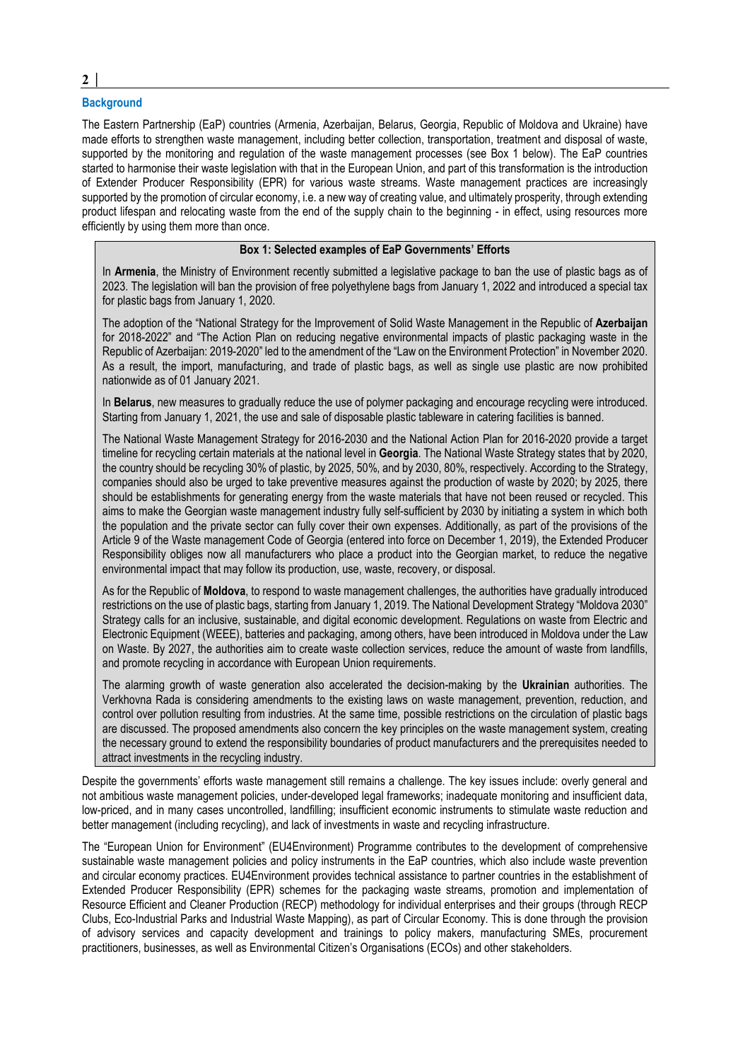## Background

The Eastern Partnership (EaP) countries (Armenia, Azerbaijan, Belarus, Georgia, Republic of Moldova and Ukraine) have made efforts to strengthen waste management, including better collection, transportation, treatment and disposal of waste, supported by the monitoring and regulation of the waste management processes (see Box 1 below). The EaP countries started to harmonise their waste legislation with that in the European Union, and part of this transformation is the introduction of Extender Producer Responsibility (EPR) for various waste streams. Waste management practices are increasingly supported by the promotion of circular economy, i.e. a new way of creating value, and ultimately prosperity, through extending product lifespan and relocating waste from the end of the supply chain to the beginning - in effect, using resources more efficiently by using them more than once.

> **Box 1: Selected examples of EaP Governments' Efforts**
>
> In **Armenia**, the Ministry of Environment recently submitted a legislative package to ban the use of plastic bags as of 2023. The legislation will ban the provision of free polyethylene bags from January 1, 2022 and introduced a special tax for plastic bags from January 1, 2020.
>
> The adoption of the "National Strategy for the Improvement of Solid Waste Management in the Republic of **Azerbaijan** for 2018-2022" and "The Action Plan on reducing negative environmental impacts of plastic packaging waste in the Republic of Azerbaijan: 2019-2020" led to the amendment of the "Law on the Environment Protection" in November 2020. As a result, the import, manufacturing, and trade of plastic bags, as well as single use plastic are now prohibited nationwide as of 01 January 2021.
>
> In **Belarus**, new measures to gradually reduce the use of polymer packaging and encourage recycling were introduced. Starting from January 1, 2021, the use and sale of disposable plastic tableware in catering facilities is banned.
>
> The National Waste Management Strategy for 2016-2030 and the National Action Plan for 2016-2020 provide a target timeline for recycling certain materials at the national level in **Georgia**. The National Waste Strategy states that by 2020, the country should be recycling 30% of plastic, by 2025, 50%, and by 2030, 80%, respectively. According to the Strategy, companies should also be urged to take preventive measures against the production of waste by 2020; by 2025, there should be establishments for generating energy from the waste materials that have not been reused or recycled. This aims to make the Georgian waste management industry fully self-sufficient by 2030 by initiating a system in which both the population and the private sector can fully cover their own expenses. Additionally, as part of the provisions of the Article 9 of the Waste management Code of Georgia (entered into force on December 1, 2019), the Extended Producer Responsibility obliges now all manufacturers who place a product into the Georgian market, to reduce the negative environmental impact that may follow its production, use, waste, recovery, or disposal.
>
> As for the Republic of **Moldova**, to respond to waste management challenges, the authorities have gradually introduced restrictions on the use of plastic bags, starting from January 1, 2019. The National Development Strategy "Moldova 2030" Strategy calls for an inclusive, sustainable, and digital economic development. Regulations on waste from Electric and Electronic Equipment (WEEE), batteries and packaging, among others, have been introduced in Moldova under the Law on Waste. By 2027, the authorities aim to create waste collection services, reduce the amount of waste from landfills, and promote recycling in accordance with European Union requirements.
>
> The alarming growth of waste generation also accelerated the decision-making by the **Ukrainian** authorities. The Verkhovna Rada is considering amendments to the existing laws on waste management, prevention, reduction, and control over pollution resulting from industries. At the same time, possible restrictions on the circulation of plastic bags are discussed. The proposed amendments also concern the key principles on the waste management system, creating the necessary ground to extend the responsibility boundaries of product manufacturers and the prerequisites needed to attract investments in the recycling industry.

Despite the governments' efforts waste management still remains a challenge. The key issues include: overly general and not ambitious waste management policies, under-developed legal frameworks; inadequate monitoring and insufficient data, low-priced, and in many cases uncontrolled, landfilling; insufficient economic instruments to stimulate waste reduction and better management (including recycling), and lack of investments in waste and recycling infrastructure.

The "European Union for Environment" (EU4Environment) Programme contributes to the development of comprehensive sustainable waste management policies and policy instruments in the EaP countries, which also include waste prevention and circular economy practices. EU4Environment provides technical assistance to partner countries in the establishment of Extended Producer Responsibility (EPR) schemes for the packaging waste streams, promotion and implementation of Resource Efficient and Cleaner Production (RECP) methodology for individual enterprises and their groups (through RECP Clubs, Eco-Industrial Parks and Industrial Waste Mapping), as part of Circular Economy. This is done through the provision of advisory services and capacity development and trainings to policy makers, manufacturing SMEs, procurement practitioners, businesses, as well as Environmental Citizen's Organisations (ECOs) and other stakeholders.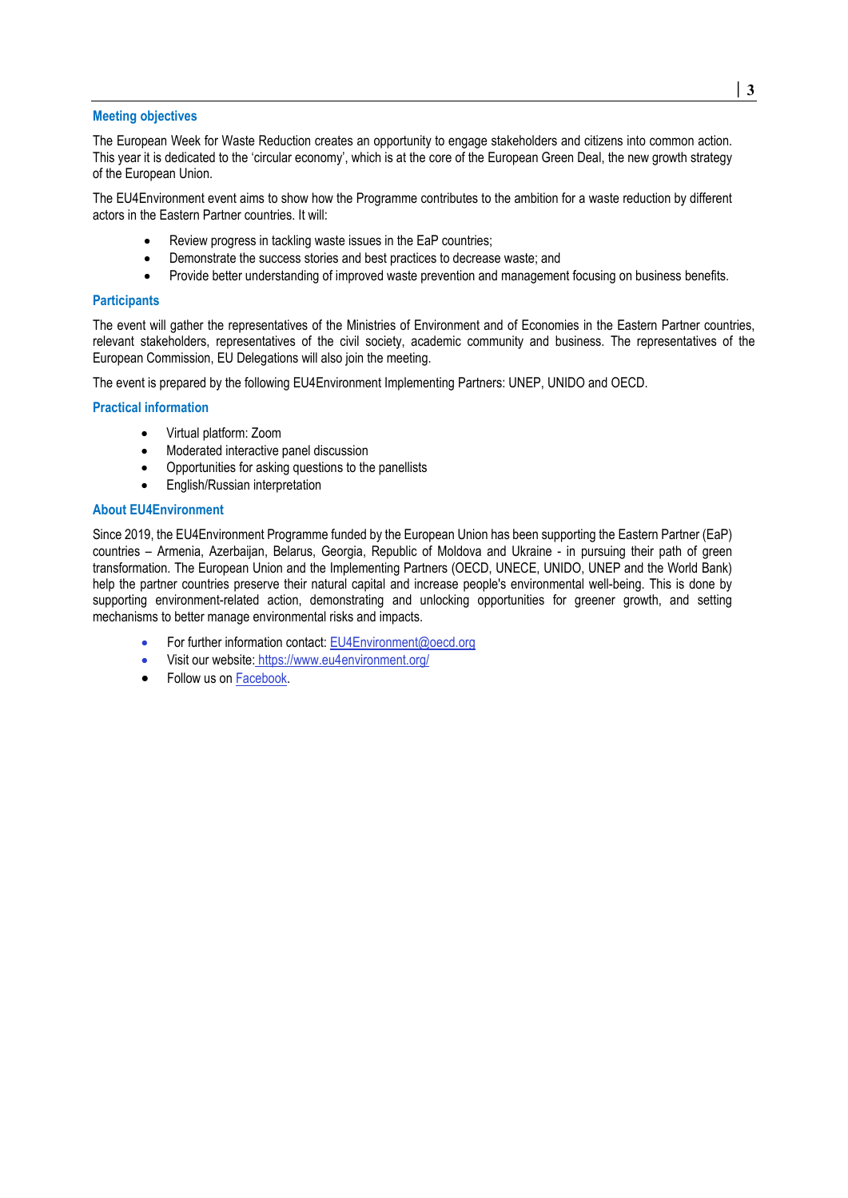## Meeting objectives

The European Week for Waste Reduction creates an opportunity to engage stakeholders and citizens into common action. This year it is dedicated to the 'circular economy', which is at the core of the European Green Deal, the new growth strategy of the European Union.

The EU4Environment event aims to show how the Programme contributes to the ambition for a waste reduction by different actors in the Eastern Partner countries. It will:

- Review progress in tackling waste issues in the EaP countries;
- Demonstrate the success stories and best practices to decrease waste; and
- Provide better understanding of improved waste prevention and management focusing on business benefits.

## Participants

The event will gather the representatives of the Ministries of Environment and of Economies in the Eastern Partner countries, relevant stakeholders, representatives of the civil society, academic community and business. The representatives of the European Commission, EU Delegations will also join the meeting.

The event is prepared by the following EU4Environment Implementing Partners: UNEP, UNIDO and OECD.

## Practical information

- Virtual platform: Zoom
- Moderated interactive panel discussion
- Opportunities for asking questions to the panellists
- English/Russian interpretation

## About EU4Environment

Since 2019, the EU4Environment Programme funded by the European Union has been supporting the Eastern Partner (EaP) countries – Armenia, Azerbaijan, Belarus, Georgia, Republic of Moldova and Ukraine - in pursuing their path of green transformation. The European Union and the Implementing Partners (OECD, UNECE, UNIDO, UNEP and the World Bank) help the partner countries preserve their natural capital and increase people's environmental well-being. This is done by supporting environment-related action, demonstrating and unlocking opportunities for greener growth, and setting mechanisms to better manage environmental risks and impacts.

- For further information contact: [EU4Environment@oecd.org](mailto:EU4Environment@oecd.org)
- Visit our website: [https://www.eu4environment.org/](https://www.eu4environment.org/)
- Follow us on Facebook.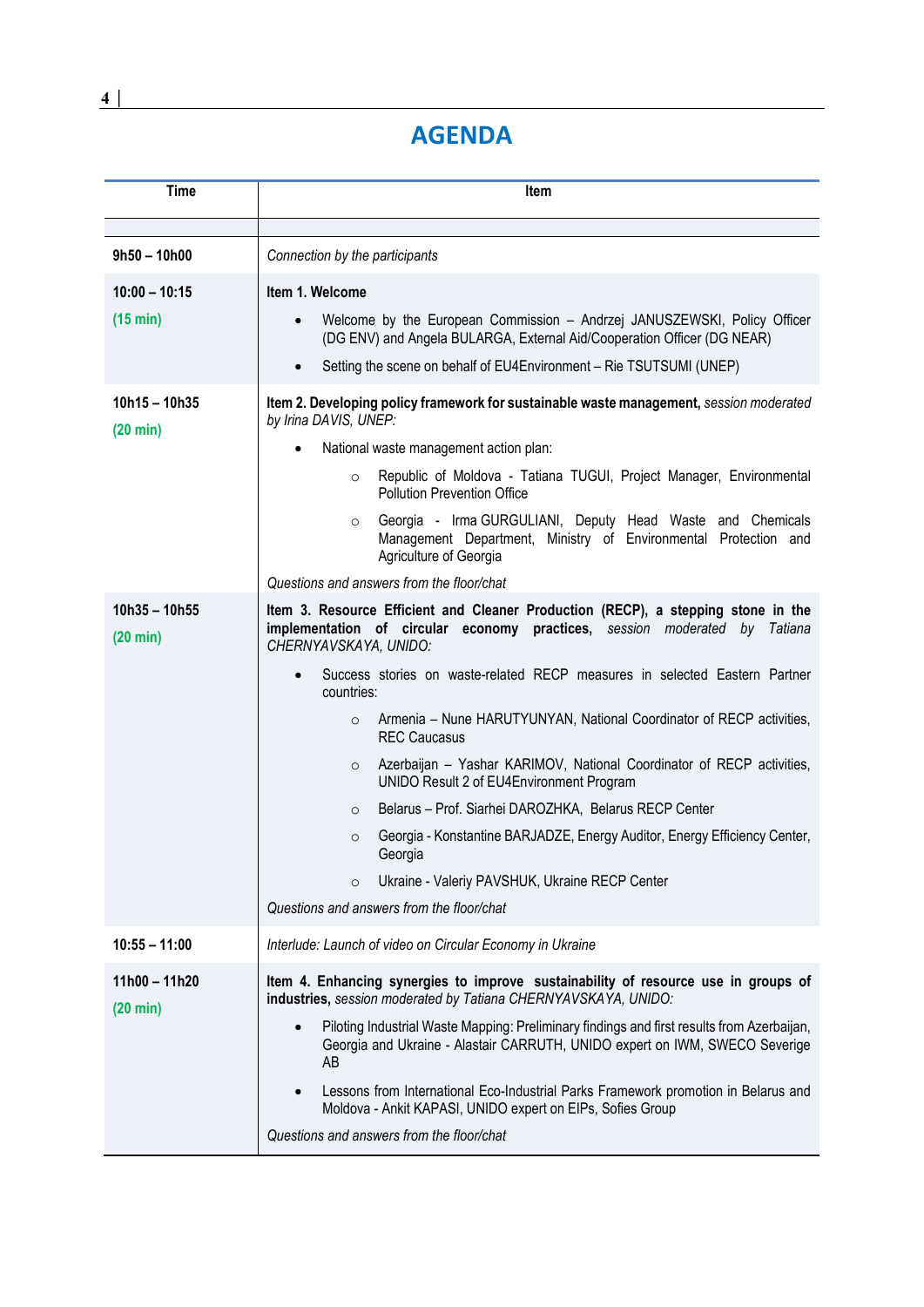# AGENDA

| Time | Item |
|---|---|
| | |
| **9h50 – 10h00** | *Connection by the participants* |
| **10:00 – 10:15**<br>**(15 min)** | **Item 1. Welcome**<br>• Welcome by the European Commission – Andrzej JANUSZEWSKI, Policy Officer (DG ENV) and Angela BULARGA, External Aid/Cooperation Officer (DG NEAR)<br>• Setting the scene on behalf of EU4Environment – Rie TSUTSUMI (UNEP) |
| **10h15 – 10h35**<br>**(20 min)** | **Item 2. Developing policy framework for sustainable waste management,** *session moderated by Irina DAVIS, UNEP:*<br>• National waste management action plan:<br>  ○ Republic of Moldova - Tatiana TUGUI, Project Manager, Environmental Pollution Prevention Office<br>  ○ Georgia - Irma GURGULIANI, Deputy Head Waste and Chemicals Management Department, Ministry of Environmental Protection and Agriculture of Georgia<br>*Questions and answers from the floor/chat* |
| **10h35 – 10h55**<br>**(20 min)** | **Item 3. Resource Efficient and Cleaner Production (RECP), a stepping stone in the implementation of circular economy practices,** *session moderated by Tatiana CHERNYAVSKAYA, UNIDO:*<br>• Success stories on waste-related RECP measures in selected Eastern Partner countries:<br>  ○ Armenia – Nune HARUTYUNYAN, National Coordinator of RECP activities, REC Caucasus<br>  ○ Azerbaijan – Yashar KARIMOV, National Coordinator of RECP activities, UNIDO Result 2 of EU4Environment Program<br>  ○ Belarus – Prof. Siarhei DAROZHKA, Belarus RECP Center<br>  ○ Georgia - Konstantine BARJADZE, Energy Auditor, Energy Efficiency Center, Georgia<br>  ○ Ukraine - Valeriy PAVSHUK, Ukraine RECP Center<br>*Questions and answers from the floor/chat* |
| **10:55 – 11:00** | *Interlude: Launch of video on Circular Economy in Ukraine* |
| **11h00 – 11h20**<br>**(20 min)** | **Item 4. Enhancing synergies to improve sustainability of resource use in groups of industries,** *session moderated by Tatiana CHERNYAVSKAYA, UNIDO:*<br>• Piloting Industrial Waste Mapping: Preliminary findings and first results from Azerbaijan, Georgia and Ukraine - Alastair CARRUTH, UNIDO expert on IWM, SWECO Severige AB<br>• Lessons from International Eco-Industrial Parks Framework promotion in Belarus and Moldova - Ankit KAPASI, UNIDO expert on EIPs, Sofies Group<br>*Questions and answers from the floor/chat* |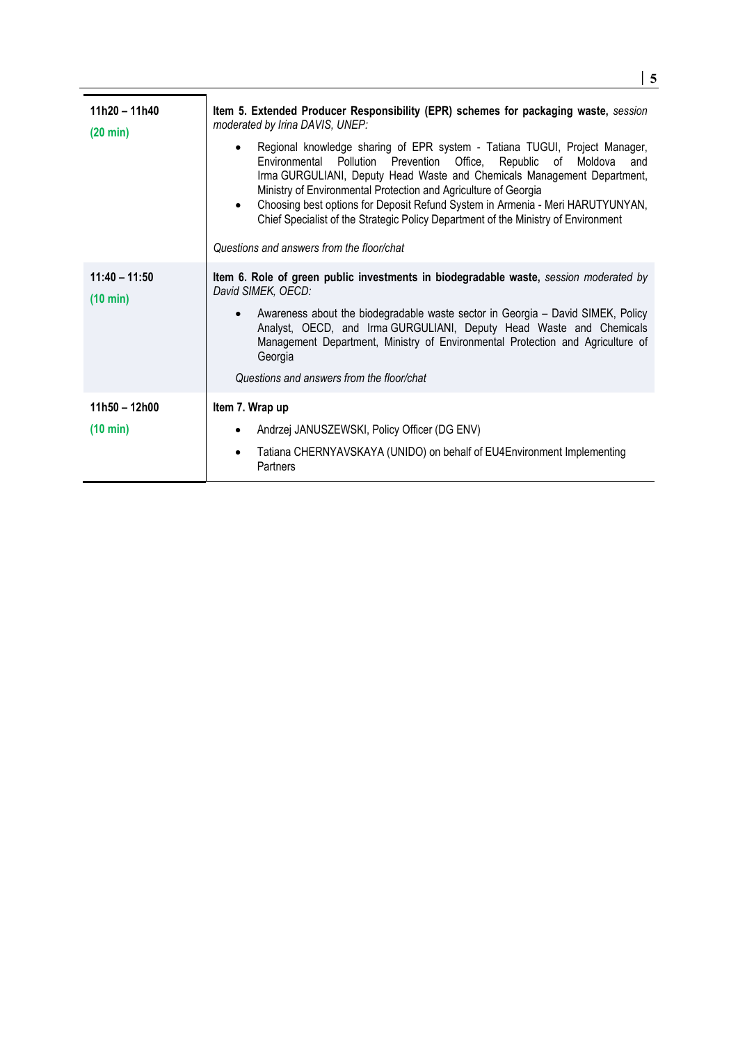| | |
|---|---|
| **11h20 – 11h40**<br>**(20 min)** | **Item 5. Extended Producer Responsibility (EPR) schemes for packaging waste,** *session moderated by Irina DAVIS, UNEP:*<br>• Regional knowledge sharing of EPR system - Tatiana TUGUI, Project Manager, Environmental Pollution Prevention Office, Republic of Moldova and Irma GURGULIANI, Deputy Head Waste and Chemicals Management Department, Ministry of Environmental Protection and Agriculture of Georgia<br>• Choosing best options for Deposit Refund System in Armenia - Meri HARUTYUNYAN, Chief Specialist of the Strategic Policy Department of the Ministry of Environment<br>*Questions and answers from the floor/chat* |
| **11:40 – 11:50**<br>**(10 min)** | **Item 6. Role of green public investments in biodegradable waste,** *session moderated by David SIMEK, OECD:*<br>• Awareness about the biodegradable waste sector in Georgia – David SIMEK, Policy Analyst, OECD, and Irma GURGULIANI, Deputy Head Waste and Chemicals Management Department, Ministry of Environmental Protection and Agriculture of Georgia<br>*Questions and answers from the floor/chat* |
| **11h50 – 12h00**<br>**(10 min)** | **Item 7. Wrap up**<br>• Andrzej JANUSZEWSKI, Policy Officer (DG ENV)<br>• Tatiana CHERNYAVSKAYA (UNIDO) on behalf of EU4Environment Implementing Partners |